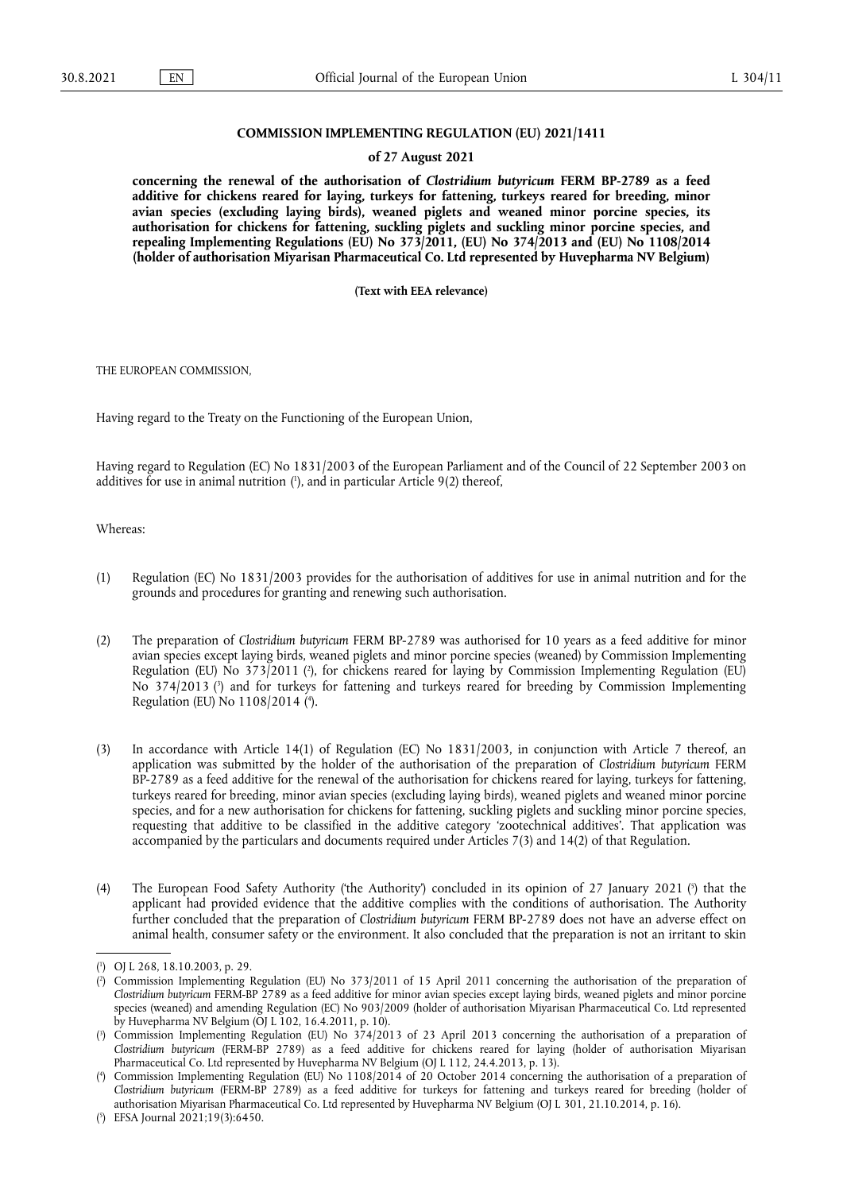**COMMISSION IMPLEMENTING REGULATION (EU) 2021/1411**

**of 27 August 2021**

**concerning the renewal of the authorisation of *Clostridium butyricum* FERM BP-2789 as a feed additive for chickens reared for laying, turkeys for fattening, turkeys reared for breeding, minor avian species (excluding laying birds), weaned piglets and weaned minor porcine species, its authorisation for chickens for fattening, suckling piglets and suckling minor porcine species, and repealing Implementing Regulations (EU) No 373/2011, (EU) No 374/2013 and (EU) No 1108/2014 (holder of authorisation Miyarisan Pharmaceutical Co. Ltd represented by Huvepharma NV Belgium)**

**(Text with EEA relevance)**

THE EUROPEAN COMMISSION,

Having regard to the Treaty on the Functioning of the European Union,

Having regard to Regulation (EC) No 1831/2003 of the European Parliament and of the Council of 22 September 2003 on additives for use in animal nutrition ([1]), and in particular Article 9(2) thereof,

Whereas:

(1) Regulation (EC) No 1831/2003 provides for the authorisation of additives for use in animal nutrition and for the grounds and procedures for granting and renewing such authorisation.

(2) The preparation of *Clostridium butyricum* FERM BP-2789 was authorised for 10 years as a feed additive for minor avian species except laying birds, weaned piglets and minor porcine species (weaned) by Commission Implementing Regulation (EU) No 373/2011 ([2]), for chickens reared for laying by Commission Implementing Regulation (EU) No 374/2013 ([3]) and for turkeys for fattening and turkeys reared for breeding by Commission Implementing Regulation (EU) No 1108/2014 ([4]).

(3) In accordance with Article 14(1) of Regulation (EC) No 1831/2003, in conjunction with Article 7 thereof, an application was submitted by the holder of the authorisation of the preparation of *Clostridium butyricum* FERM BP-2789 as a feed additive for the renewal of the authorisation for chickens reared for laying, turkeys for fattening, turkeys reared for breeding, minor avian species (excluding laying birds), weaned piglets and weaned minor porcine species, and for a new authorisation for chickens for fattening, suckling piglets and suckling minor porcine species, requesting that additive to be classified in the additive category 'zootechnical additives'. That application was accompanied by the particulars and documents required under Articles 7(3) and 14(2) of that Regulation.

(4) The European Food Safety Authority ('the Authority') concluded in its opinion of 27 January 2021 ([5]) that the applicant had provided evidence that the additive complies with the conditions of authorisation. The Authority further concluded that the preparation of *Clostridium butyricum* FERM BP-2789 does not have an adverse effect on animal health, consumer safety or the environment. It also concluded that the preparation is not an irritant to skin

---

([1]) OJ L 268, 18.10.2003, p. 29.

([2]) Commission Implementing Regulation (EU) No 373/2011 of 15 April 2011 concerning the authorisation of the preparation of *Clostridium butyricum* FERM-BP 2789 as a feed additive for minor avian species except laying birds, weaned piglets and minor porcine species (weaned) and amending Regulation (EC) No 903/2009 (holder of authorisation Miyarisan Pharmaceutical Co. Ltd represented by Huvepharma NV Belgium (OJ L 102, 16.4.2011, p. 10).

([3]) Commission Implementing Regulation (EU) No 374/2013 of 23 April 2013 concerning the authorisation of a preparation of *Clostridium butyricum* (FERM-BP 2789) as a feed additive for chickens reared for laying (holder of authorisation Miyarisan Pharmaceutical Co. Ltd represented by Huvepharma NV Belgium (OJ L 112, 24.4.2013, p. 13).

([4]) Commission Implementing Regulation (EU) No 1108/2014 of 20 October 2014 concerning the authorisation of a preparation of *Clostridium butyricum* (FERM-BP 2789) as a feed additive for turkeys for fattening and turkeys reared for breeding (holder of authorisation Miyarisan Pharmaceutical Co. Ltd represented by Huvepharma NV Belgium (OJ L 301, 21.10.2014, p. 16).

([5]) EFSA Journal 2021;19(3):6450.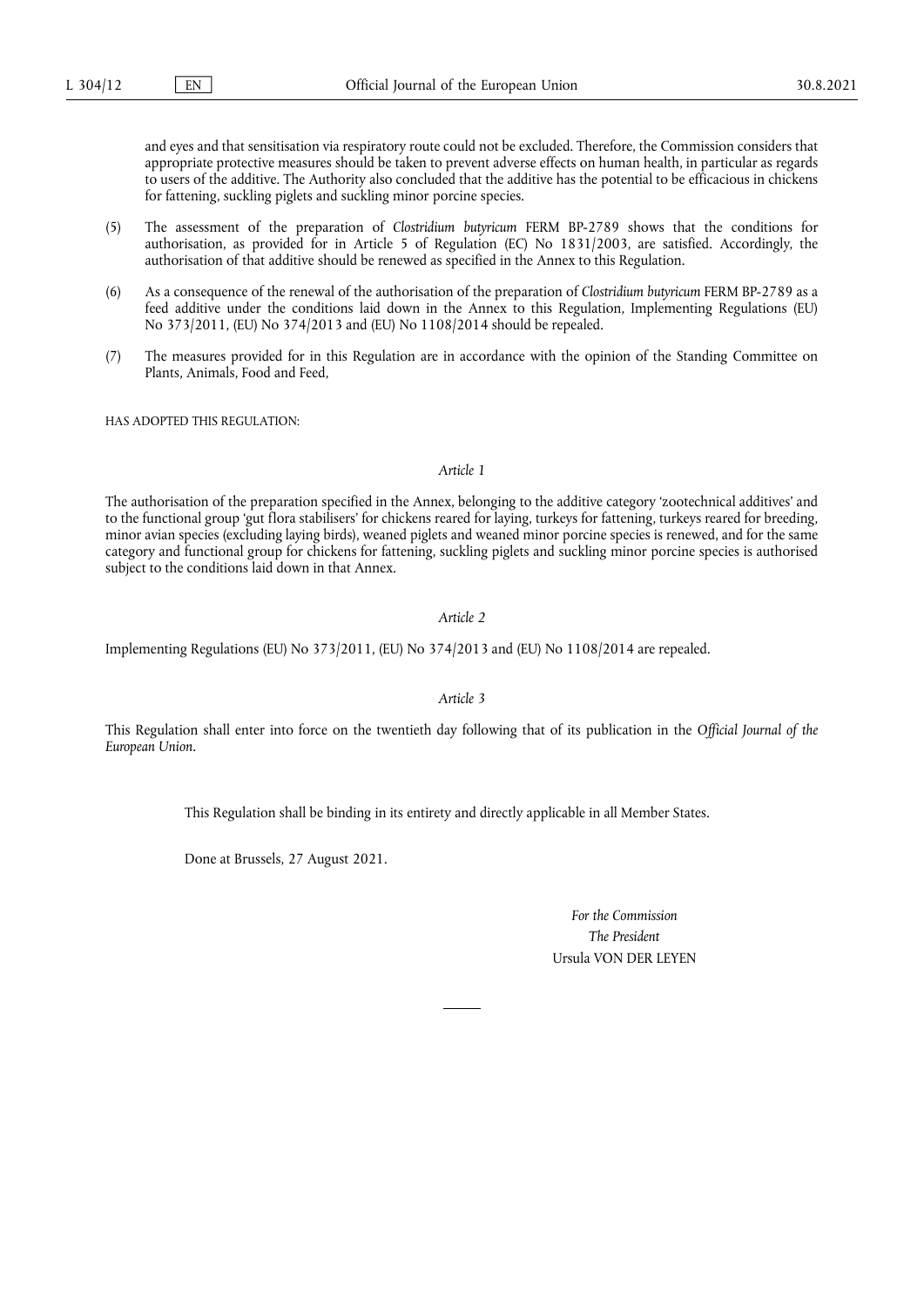and eyes and that sensitisation via respiratory route could not be excluded. Therefore, the Commission considers that appropriate protective measures should be taken to prevent adverse effects on human health, in particular as regards to users of the additive. The Authority also concluded that the additive has the potential to be efficacious in chickens for fattening, suckling piglets and suckling minor porcine species.

(5) The assessment of the preparation of *Clostridium butyricum* FERM BP-2789 shows that the conditions for authorisation, as provided for in Article 5 of Regulation (EC) No 1831/2003, are satisfied. Accordingly, the authorisation of that additive should be renewed as specified in the Annex to this Regulation.

(6) As a consequence of the renewal of the authorisation of the preparation of *Clostridium butyricum* FERM BP-2789 as a feed additive under the conditions laid down in the Annex to this Regulation, Implementing Regulations (EU) No 373/2011, (EU) No 374/2013 and (EU) No 1108/2014 should be repealed.

(7) The measures provided for in this Regulation are in accordance with the opinion of the Standing Committee on Plants, Animals, Food and Feed,

HAS ADOPTED THIS REGULATION:

*Article 1*

The authorisation of the preparation specified in the Annex, belonging to the additive category 'zootechnical additives' and to the functional group 'gut flora stabilisers' for chickens reared for laying, turkeys for fattening, turkeys reared for breeding, minor avian species (excluding laying birds), weaned piglets and weaned minor porcine species is renewed, and for the same category and functional group for chickens for fattening, suckling piglets and suckling minor porcine species is authorised subject to the conditions laid down in that Annex.

*Article 2*

Implementing Regulations (EU) No 373/2011, (EU) No 374/2013 and (EU) No 1108/2014 are repealed.

*Article 3*

This Regulation shall enter into force on the twentieth day following that of its publication in the *Official Journal of the European Union*.

This Regulation shall be binding in its entirety and directly applicable in all Member States.

Done at Brussels, 27 August 2021.

*For the Commission*
*The President*
Ursula VON DER LEYEN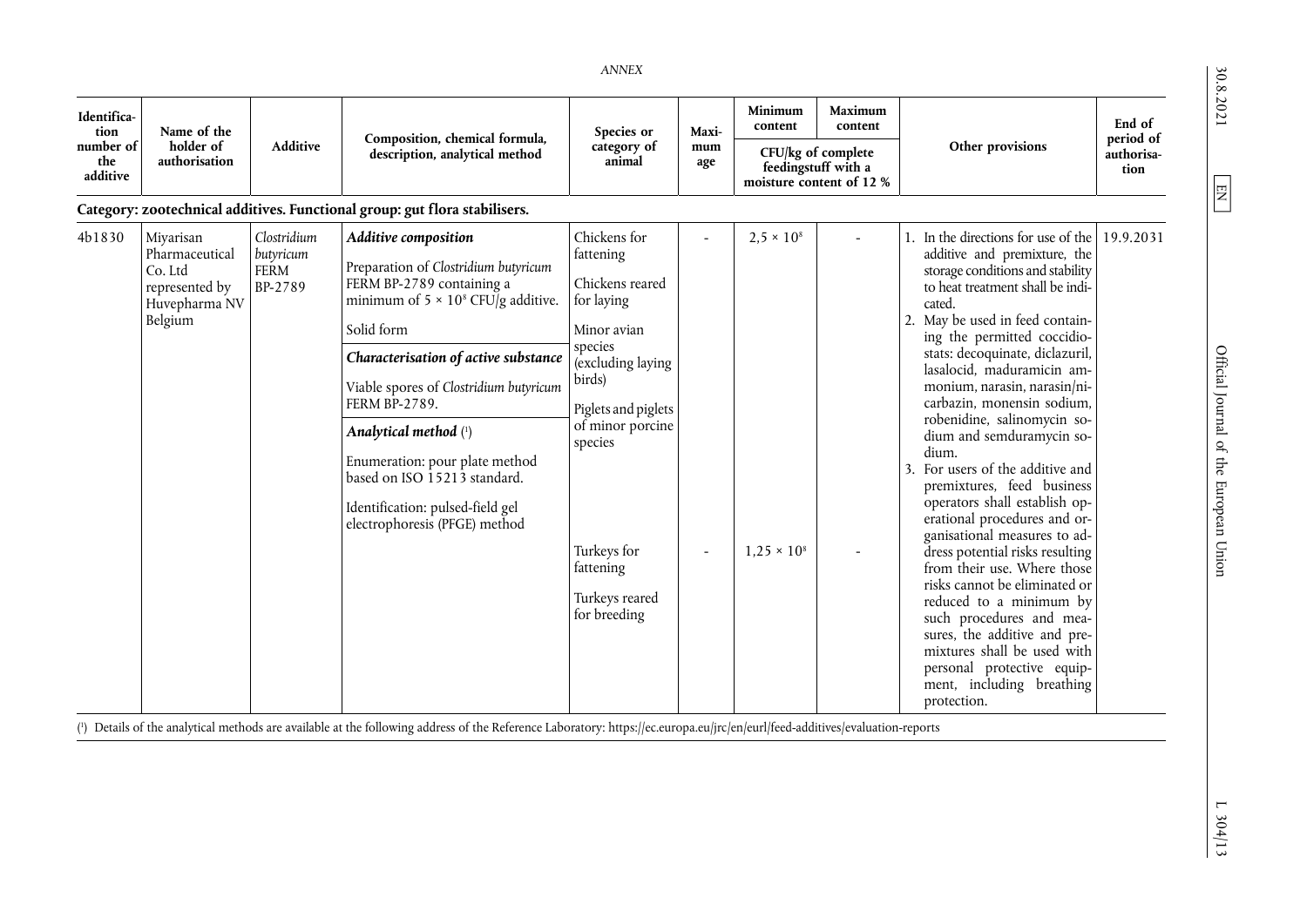*ANNEX*

| Identification number of the additive | Name of the holder of authorisation | Additive | Composition, chemical formula, description, analytical method | Species or category of animal | Maximum age | Minimum content | Maximum content | Other provisions | End of period of authorisation |
|---|---|---|---|---|---|---|---|---|---|
| | | | | | | CFU/kg of complete feedingstuff with a moisture content of 12 % | | | |
| **Category: zootechnical additives. Functional group: gut flora stabilisers.** | | | | | | | | | |
| 4b1830 | Miyarisan Pharmaceutical Co. Ltd represented by Huvepharma NV Belgium | *Clostridium butyricum* FERM BP-2789 | ***Additive composition*** <br> Preparation of *Clostridium butyricum* FERM BP-2789 containing a minimum of $5 \times 10^8$ CFU/g additive. <br> Solid form <br> ***Characterisation of active substance*** <br> Viable spores of *Clostridium butyricum* FERM BP-2789. <br> ***Analytical method*** [1] <br> Enumeration: pour plate method based on ISO 15213 standard. <br> Identification: pulsed-field gel electrophoresis (PFGE) method | Chickens for fattening <br> Chickens reared for laying <br> Minor avian species (excluding laying birds) <br> Piglets and piglets of minor porcine species | - | $2,5 \times 10^8$ | - | 1. In the directions for use of the additive and premixture, the storage conditions and stability to heat treatment shall be indicated. <br> 2. May be used in feed containing the permitted coccidiostats: decoquinate, diclazuril, lasalocid, maduramicin ammonium, narasin, narasin/nicarbazin, monensin sodium, robenidine, salinomycin sodium and semduramycin sodium. <br> 3. For users of the additive and premixtures, feed business operators shall establish operational procedures and organisational measures to address potential risks resulting from their use. Where those risks cannot be eliminated or reduced to a minimum by such procedures and measures, the additive and premixtures shall be used with personal protective equipment, including breathing protection. | 19.9.2031 |
| | | | | Turkeys for fattening <br> Turkeys reared for breeding | - | $1,25 \times 10^8$ | - | | |

[1] Details of the analytical methods are available at the following address of the Reference Laboratory: https://ec.europa.eu/jrc/en/eurl/feed-additives/evaluation-reports